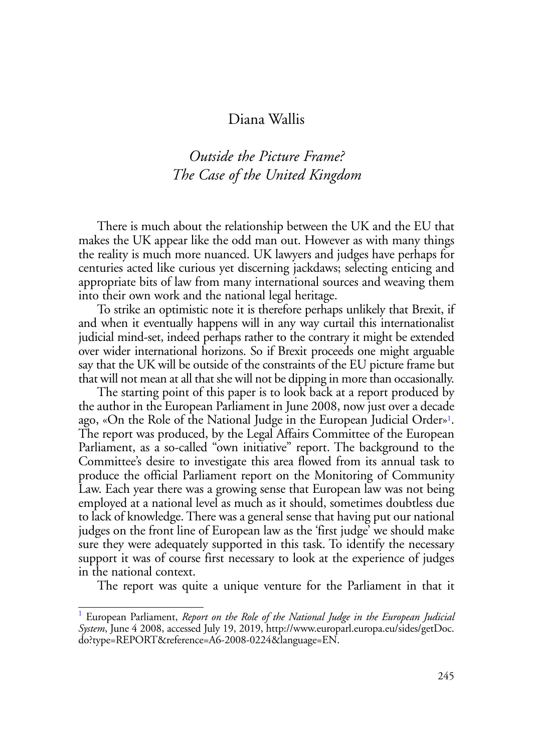Diana Wallis

# *Outside the Picture Frame? The Case of the United Kingdom*

There is much about the relationship between the UK and the EU that makes the UK appear like the odd man out. However as with many things the reality is much more nuanced. UK lawyers and judges have perhaps for centuries acted like curious yet discerning jackdaws; selecting enticing and appropriate bits of law from many international sources and weaving them into their own work and the national legal heritage.

To strike an optimistic note it is therefore perhaps unlikely that Brexit, if and when it eventually happens will in any way curtail this internationalist judicial mind-set, indeed perhaps rather to the contrary it might be extended over wider international horizons. So if Brexit proceeds one might arguable say that the UK will be outside of the constraints of the EU picture frame but that will not mean at all that she will not be dipping in more than occasionally.

The starting point of this paper is to look back at a report produced by the author in the European Parliament in June 2008, now just over a decade ago, «On the Role of the National Judge in the European Judicial Order»[1]. The report was produced, by the Legal Affairs Committee of the European Parliament, as a so-called "own initiative" report. The background to the Committee's desire to investigate this area flowed from its annual task to produce the official Parliament report on the Monitoring of Community Law. Each year there was a growing sense that European law was not being employed at a national level as much as it should, sometimes doubtless due to lack of knowledge. There was a general sense that having put our national judges on the front line of European law as the 'first judge' we should make sure they were adequately supported in this task. To identify the necessary support it was of course first necessary to look at the experience of judges in the national context.

The report was quite a unique venture for the Parliament in that it

[1] European Parliament, *Report on the Role of the National Judge in the European Judicial System*, June 4 2008, accessed July 19, 2019, http://www.europarl.europa.eu/sides/getDoc.do?type=REPORT&reference=A6-2008-0224&language=EN.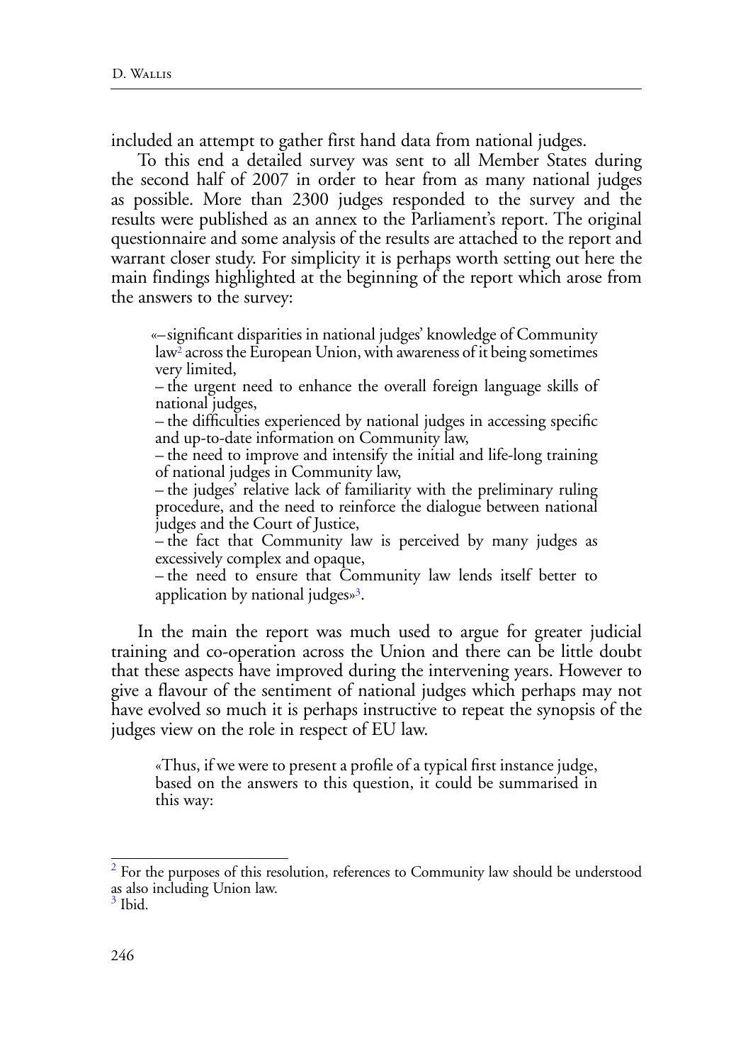included an attempt to gather first hand data from national judges.

To this end a detailed survey was sent to all Member States during the second half of 2007 in order to hear from as many national judges as possible. More than 2300 judges responded to the survey and the results were published as an annex to the Parliament's report. The original questionnaire and some analysis of the results are attached to the report and warrant closer study. For simplicity it is perhaps worth setting out here the main findings highlighted at the beginning of the report which arose from the answers to the survey:

> «– significant disparities in national judges' knowledge of Community law[2] across the European Union, with awareness of it being sometimes very limited,
>
> – the urgent need to enhance the overall foreign language skills of national judges,
>
> – the difficulties experienced by national judges in accessing specific and up-to-date information on Community law,
>
> – the need to improve and intensify the initial and life-long training of national judges in Community law,
>
> – the judges' relative lack of familiarity with the preliminary ruling procedure, and the need to reinforce the dialogue between national judges and the Court of Justice,
>
> – the fact that Community law is perceived by many judges as excessively complex and opaque,
>
> – the need to ensure that Community law lends itself better to application by national judges»[3].

In the main the report was much used to argue for greater judicial training and co-operation across the Union and there can be little doubt that these aspects have improved during the intervening years. However to give a flavour of the sentiment of national judges which perhaps may not have evolved so much it is perhaps instructive to repeat the synopsis of the judges view on the role in respect of EU law.

> «Thus, if we were to present a profile of a typical first instance judge, based on the answers to this question, it could be summarised in this way:

---

[2] For the purposes of this resolution, references to Community law should be understood as also including Union law.

[3] Ibid.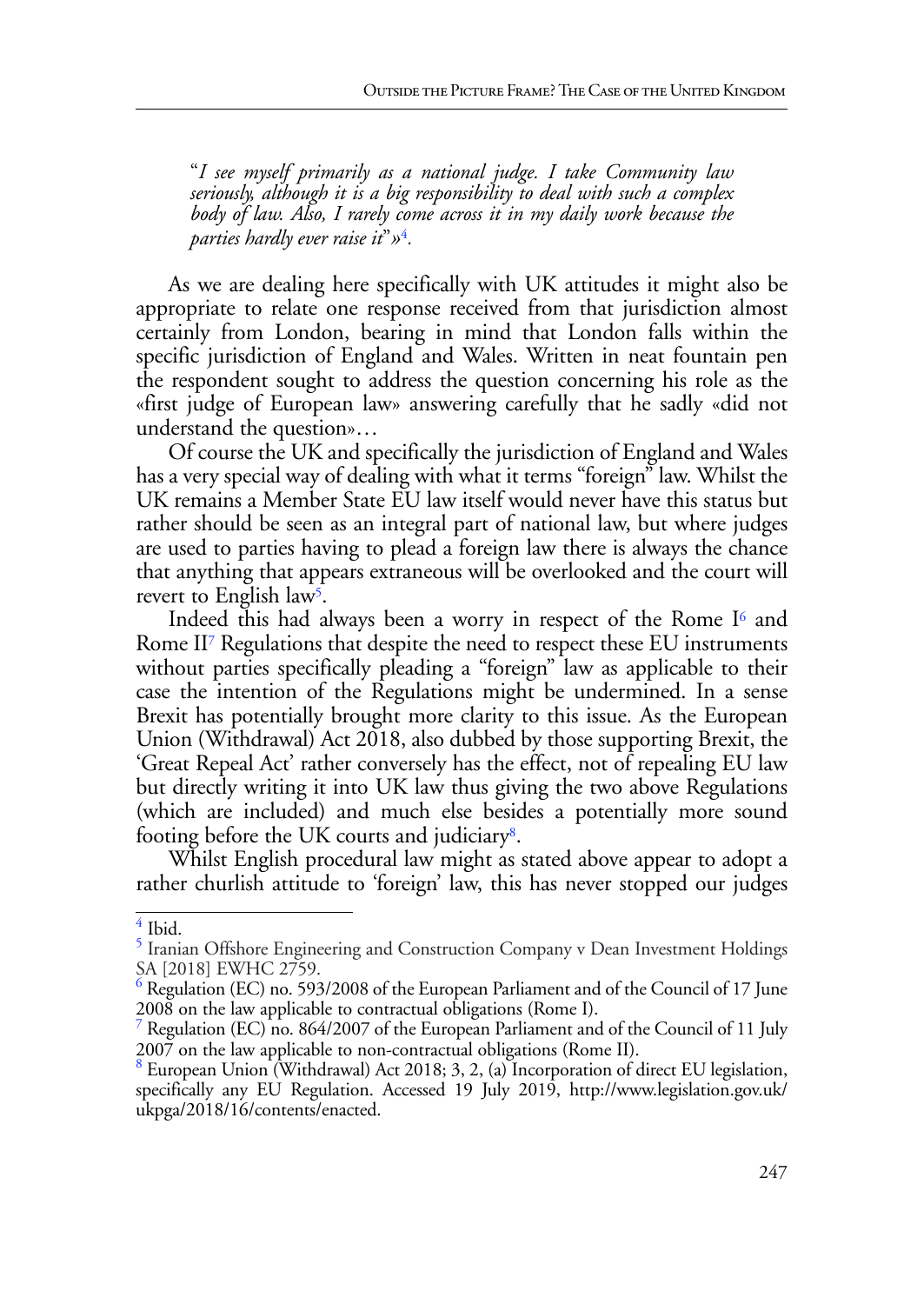"*I see myself primarily as a national judge. I take Community law seriously, although it is a big responsibility to deal with such a complex body of law. Also, I rarely come across it in my daily work because the parties hardly ever raise it*"»[4].

As we are dealing here specifically with UK attitudes it might also be appropriate to relate one response received from that jurisdiction almost certainly from London, bearing in mind that London falls within the specific jurisdiction of England and Wales. Written in neat fountain pen the respondent sought to address the question concerning his role as the «first judge of European law» answering carefully that he sadly «did not understand the question»…

Of course the UK and specifically the jurisdiction of England and Wales has a very special way of dealing with what it terms "foreign" law. Whilst the UK remains a Member State EU law itself would never have this status but rather should be seen as an integral part of national law, but where judges are used to parties having to plead a foreign law there is always the chance that anything that appears extraneous will be overlooked and the court will revert to English law[5].

Indeed this had always been a worry in respect of the Rome I[6] and Rome II[7] Regulations that despite the need to respect these EU instruments without parties specifically pleading a "foreign" law as applicable to their case the intention of the Regulations might be undermined. In a sense Brexit has potentially brought more clarity to this issue. As the European Union (Withdrawal) Act 2018, also dubbed by those supporting Brexit, the 'Great Repeal Act' rather conversely has the effect, not of repealing EU law but directly writing it into UK law thus giving the two above Regulations (which are included) and much else besides a potentially more sound footing before the UK courts and judiciary[8].

Whilst English procedural law might as stated above appear to adopt a rather churlish attitude to 'foreign' law, this has never stopped our judges

---

[4] Ibid.

[5] Iranian Offshore Engineering and Construction Company v Dean Investment Holdings SA [2018] EWHC 2759.

[6] Regulation (EC) no. 593/2008 of the European Parliament and of the Council of 17 June 2008 on the law applicable to contractual obligations (Rome I).

[7] Regulation (EC) no. 864/2007 of the European Parliament and of the Council of 11 July 2007 on the law applicable to non-contractual obligations (Rome II).

[8] European Union (Withdrawal) Act 2018; 3, 2, (a) Incorporation of direct EU legislation, specifically any EU Regulation. Accessed 19 July 2019, http://www.legislation.gov.uk/ukpga/2018/16/contents/enacted.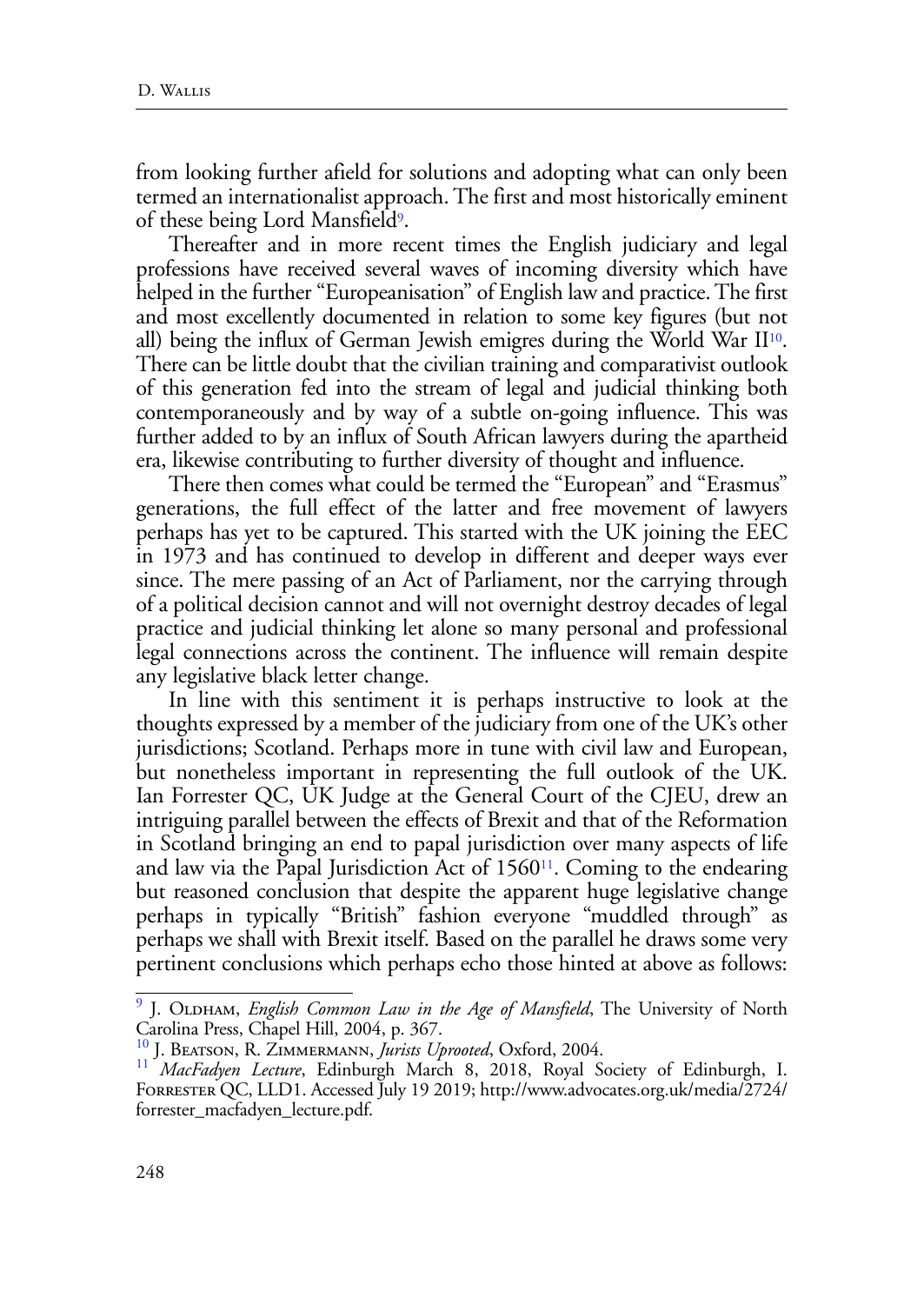from looking further afield for solutions and adopting what can only been termed an internationalist approach. The first and most historically eminent of these being Lord Mansfield[9].

Thereafter and in more recent times the English judiciary and legal professions have received several waves of incoming diversity which have helped in the further "Europeanisation" of English law and practice. The first and most excellently documented in relation to some key figures (but not all) being the influx of German Jewish emigres during the World War II[10]. There can be little doubt that the civilian training and comparativist outlook of this generation fed into the stream of legal and judicial thinking both contemporaneously and by way of a subtle on-going influence. This was further added to by an influx of South African lawyers during the apartheid era, likewise contributing to further diversity of thought and influence.

There then comes what could be termed the "European" and "Erasmus" generations, the full effect of the latter and free movement of lawyers perhaps has yet to be captured. This started with the UK joining the EEC in 1973 and has continued to develop in different and deeper ways ever since. The mere passing of an Act of Parliament, nor the carrying through of a political decision cannot and will not overnight destroy decades of legal practice and judicial thinking let alone so many personal and professional legal connections across the continent. The influence will remain despite any legislative black letter change.

In line with this sentiment it is perhaps instructive to look at the thoughts expressed by a member of the judiciary from one of the UK's other jurisdictions; Scotland. Perhaps more in tune with civil law and European, but nonetheless important in representing the full outlook of the UK. Ian Forrester QC, UK Judge at the General Court of the CJEU, drew an intriguing parallel between the effects of Brexit and that of the Reformation in Scotland bringing an end to papal jurisdiction over many aspects of life and law via the Papal Jurisdiction Act of 1560[11]. Coming to the endearing but reasoned conclusion that despite the apparent huge legislative change perhaps in typically "British" fashion everyone "muddled through" as perhaps we shall with Brexit itself. Based on the parallel he draws some very pertinent conclusions which perhaps echo those hinted at above as follows:

---

[9] J. Oldham, *English Common Law in the Age of Mansfield*, The University of North Carolina Press, Chapel Hill, 2004, p. 367.

[10] J. Beatson, R. Zimmermann, *Jurists Uprooted*, Oxford, 2004.

[11] *MacFadyen Lecture*, Edinburgh March 8, 2018, Royal Society of Edinburgh, I. Forrester QC, LLD1. Accessed July 19 2019; http://www.advocates.org.uk/media/2724/forrester_macfadyen_lecture.pdf.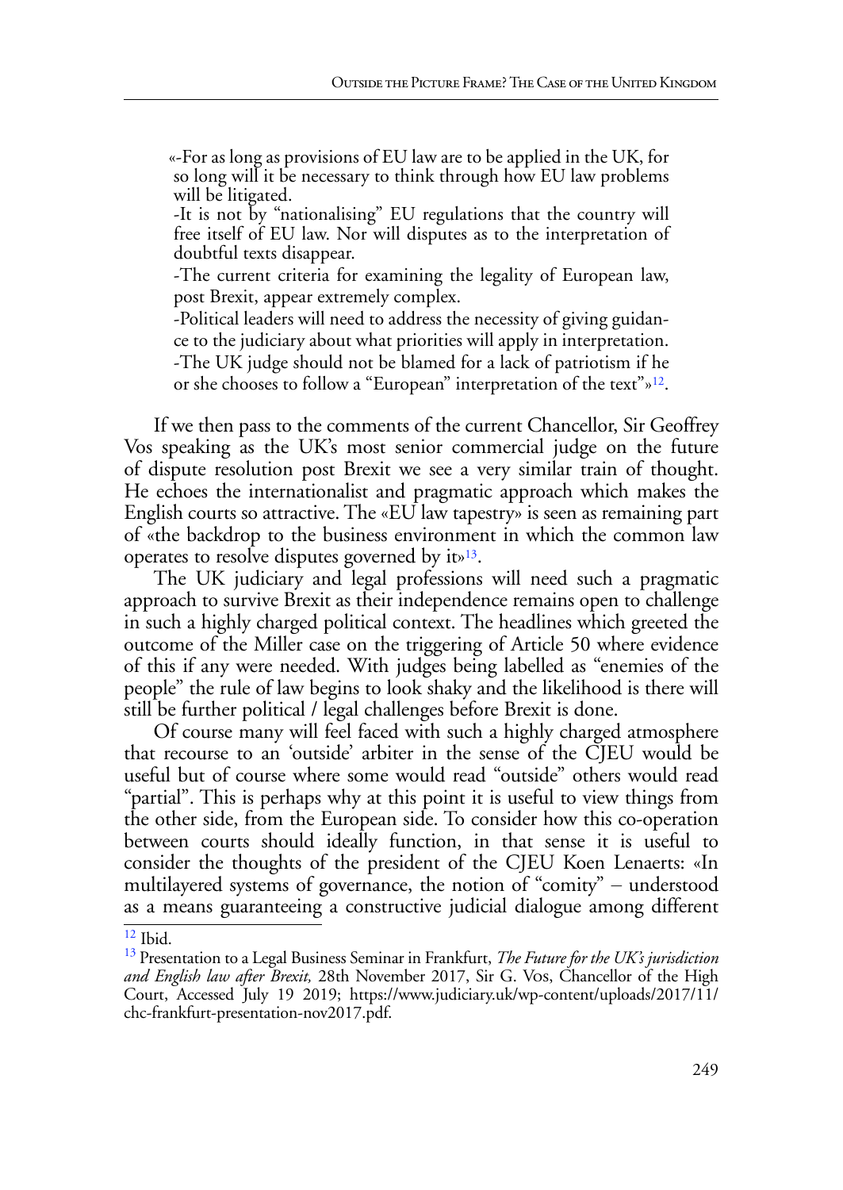«-For as long as provisions of EU law are to be applied in the UK, for so long will it be necessary to think through how EU law problems will be litigated.

-It is not by "nationalising" EU regulations that the country will free itself of EU law. Nor will disputes as to the interpretation of doubtful texts disappear.

-The current criteria for examining the legality of European law, post Brexit, appear extremely complex.

-Political leaders will need to address the necessity of giving guidance to the judiciary about what priorities will apply in interpretation.

-The UK judge should not be blamed for a lack of patriotism if he or she chooses to follow a "European" interpretation of the text"»[12].

If we then pass to the comments of the current Chancellor, Sir Geoffrey Vos speaking as the UK's most senior commercial judge on the future of dispute resolution post Brexit we see a very similar train of thought. He echoes the internationalist and pragmatic approach which makes the English courts so attractive. The «EU law tapestry» is seen as remaining part of «the backdrop to the business environment in which the common law operates to resolve disputes governed by it»[13].

The UK judiciary and legal professions will need such a pragmatic approach to survive Brexit as their independence remains open to challenge in such a highly charged political context. The headlines which greeted the outcome of the Miller case on the triggering of Article 50 where evidence of this if any were needed. With judges being labelled as "enemies of the people" the rule of law begins to look shaky and the likelihood is there will still be further political / legal challenges before Brexit is done.

Of course many will feel faced with such a highly charged atmosphere that recourse to an 'outside' arbiter in the sense of the CJEU would be useful but of course where some would read "outside" others would read "partial". This is perhaps why at this point it is useful to view things from the other side, from the European side. To consider how this co-operation between courts should ideally function, in that sense it is useful to consider the thoughts of the president of the CJEU Koen Lenaerts: «In multilayered systems of governance, the notion of "comity" – understood as a means guaranteeing a constructive judicial dialogue among different

---

[12] Ibid.

[13] Presentation to a Legal Business Seminar in Frankfurt, *The Future for the UK's jurisdiction and English law after Brexit,* 28th November 2017, Sir G. Vos, Chancellor of the High Court, Accessed July 19 2019; https://www.judiciary.uk/wp-content/uploads/2017/11/chc-frankfurt-presentation-nov2017.pdf.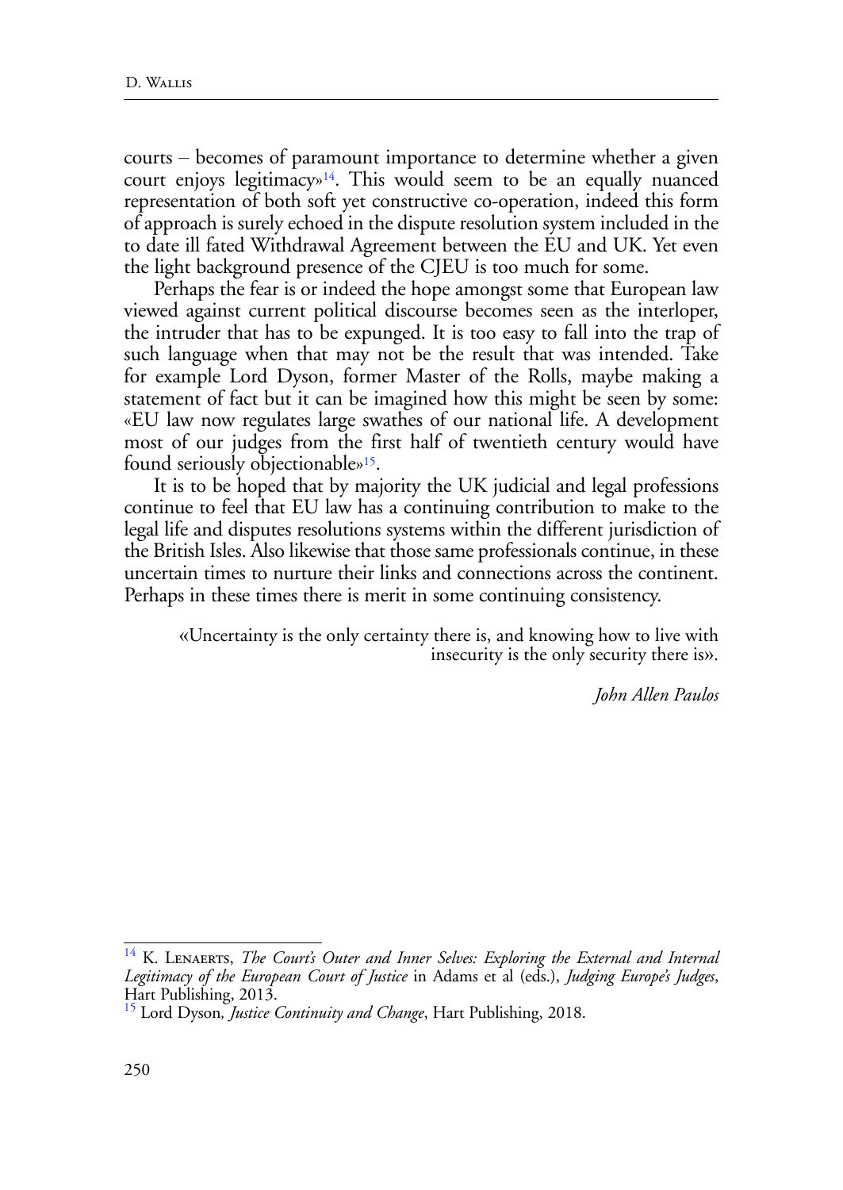courts – becomes of paramount importance to determine whether a given court enjoys legitimacy»[14]. This would seem to be an equally nuanced representation of both soft yet constructive co-operation, indeed this form of approach is surely echoed in the dispute resolution system included in the to date ill fated Withdrawal Agreement between the EU and UK. Yet even the light background presence of the CJEU is too much for some.

Perhaps the fear is or indeed the hope amongst some that European law viewed against current political discourse becomes seen as the interloper, the intruder that has to be expunged. It is too easy to fall into the trap of such language when that may not be the result that was intended. Take for example Lord Dyson, former Master of the Rolls, maybe making a statement of fact but it can be imagined how this might be seen by some: «EU law now regulates large swathes of our national life. A development most of our judges from the first half of twentieth century would have found seriously objectionable»[15].

It is to be hoped that by majority the UK judicial and legal professions continue to feel that EU law has a continuing contribution to make to the legal life and disputes resolutions systems within the different jurisdiction of the British Isles. Also likewise that those same professionals continue, in these uncertain times to nurture their links and connections across the continent. Perhaps in these times there is merit in some continuing consistency.

> «Uncertainty is the only certainty there is, and knowing how to live with insecurity is the only security there is».
>
> *John Allen Paulos*

---

[14] K. Lenaerts, *The Court's Outer and Inner Selves: Exploring the External and Internal Legitimacy of the European Court of Justice* in Adams et al (eds.), *Judging Europe's Judges*, Hart Publishing, 2013.

[15] Lord Dyson, *Justice Continuity and Change*, Hart Publishing, 2018.